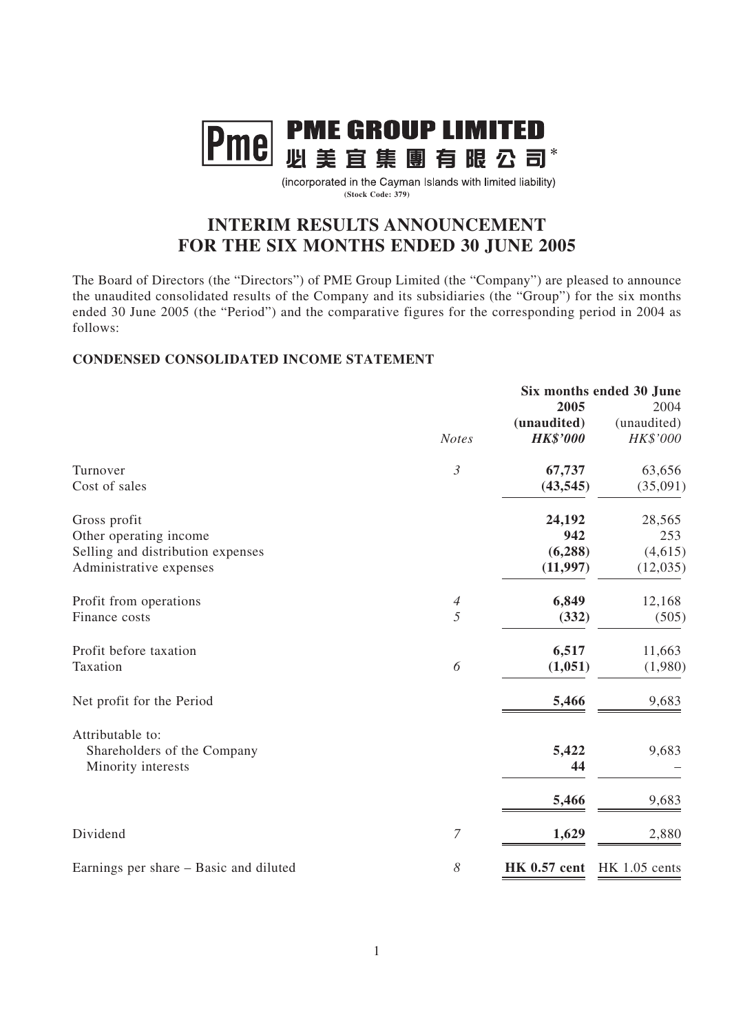# PME GROUP LIMITED
# 必美宜集團有限公司*

(incorporated in the Cayman Islands with limited liability)
**(Stock Code: 379)**

## INTERIM RESULTS ANNOUNCEMENT FOR THE SIX MONTHS ENDED 30 JUNE 2005

The Board of Directors (the "Directors") of PME Group Limited (the "Company") are pleased to announce the unaudited consolidated results of the Company and its subsidiaries (the "Group") for the six months ended 30 June 2005 (the "Period") and the comparative figures for the corresponding period in 2004 as follows:

### CONDENSED CONSOLIDATED INCOME STATEMENT

| | | **Six months ended 30 June** | |
|---|---|---|---|
| | | **2005** | 2004 |
| | | **(unaudited)** | (unaudited) |
| | *Notes* | ***HK$'000*** | *HK$'000* |
| Turnover | *3* | **67,737** | 63,656 |
| Cost of sales | | **(43,545)** | (35,091) |
| Gross profit | | **24,192** | 28,565 |
| Other operating income | | **942** | 253 |
| Selling and distribution expenses | | **(6,288)** | (4,615) |
| Administrative expenses | | **(11,997)** | (12,035) |
| Profit from operations | *4* | **6,849** | 12,168 |
| Finance costs | *5* | **(332)** | (505) |
| Profit before taxation | | **6,517** | 11,663 |
| Taxation | *6* | **(1,051)** | (1,980) |
| Net profit for the Period | | **5,466** | 9,683 |
| Attributable to: | | | |
| Shareholders of the Company | | **5,422** | 9,683 |
| Minority interests | | **44** | – |
| | | **5,466** | 9,683 |
| Dividend | *7* | **1,629** | 2,880 |
| Earnings per share – Basic and diluted | *8* | **HK 0.57 cent** | HK 1.05 cents |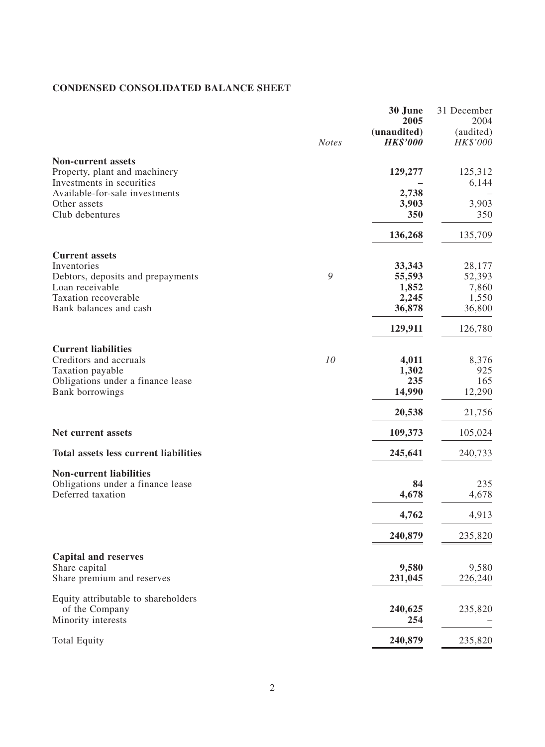## CONDENSED CONSOLIDATED BALANCE SHEET

| | Notes | 30 June 2005 (unaudited) HK$'000 | 31 December 2004 (audited) HK$'000 |
|---|---|---|---|
| **Non-current assets** | | | |
| Property, plant and machinery | | **129,277** | 125,312 |
| Investments in securities | | **–** | 6,144 |
| Available-for-sale investments | | **2,738** | – |
| Other assets | | **3,903** | 3,903 |
| Club debentures | | **350** | 350 |
| | | **136,268** | 135,709 |
| **Current assets** | | | |
| Inventories | | **33,343** | 28,177 |
| Debtors, deposits and prepayments | 9 | **55,593** | 52,393 |
| Loan receivable | | **1,852** | 7,860 |
| Taxation recoverable | | **2,245** | 1,550 |
| Bank balances and cash | | **36,878** | 36,800 |
| | | **129,911** | 126,780 |
| **Current liabilities** | | | |
| Creditors and accruals | 10 | **4,011** | 8,376 |
| Taxation payable | | **1,302** | 925 |
| Obligations under a finance lease | | **235** | 165 |
| Bank borrowings | | **14,990** | 12,290 |
| | | **20,538** | 21,756 |
| **Net current assets** | | **109,373** | 105,024 |
| **Total assets less current liabilities** | | **245,641** | 240,733 |
| **Non-current liabilities** | | | |
| Obligations under a finance lease | | **84** | 235 |
| Deferred taxation | | **4,678** | 4,678 |
| | | **4,762** | 4,913 |
| | | **240,879** | 235,820 |
| **Capital and reserves** | | | |
| Share capital | | **9,580** | 9,580 |
| Share premium and reserves | | **231,045** | 226,240 |
| Equity attributable to shareholders of the Company | | **240,625** | 235,820 |
| Minority interests | | **254** | – |
| Total Equity | | **240,879** | 235,820 |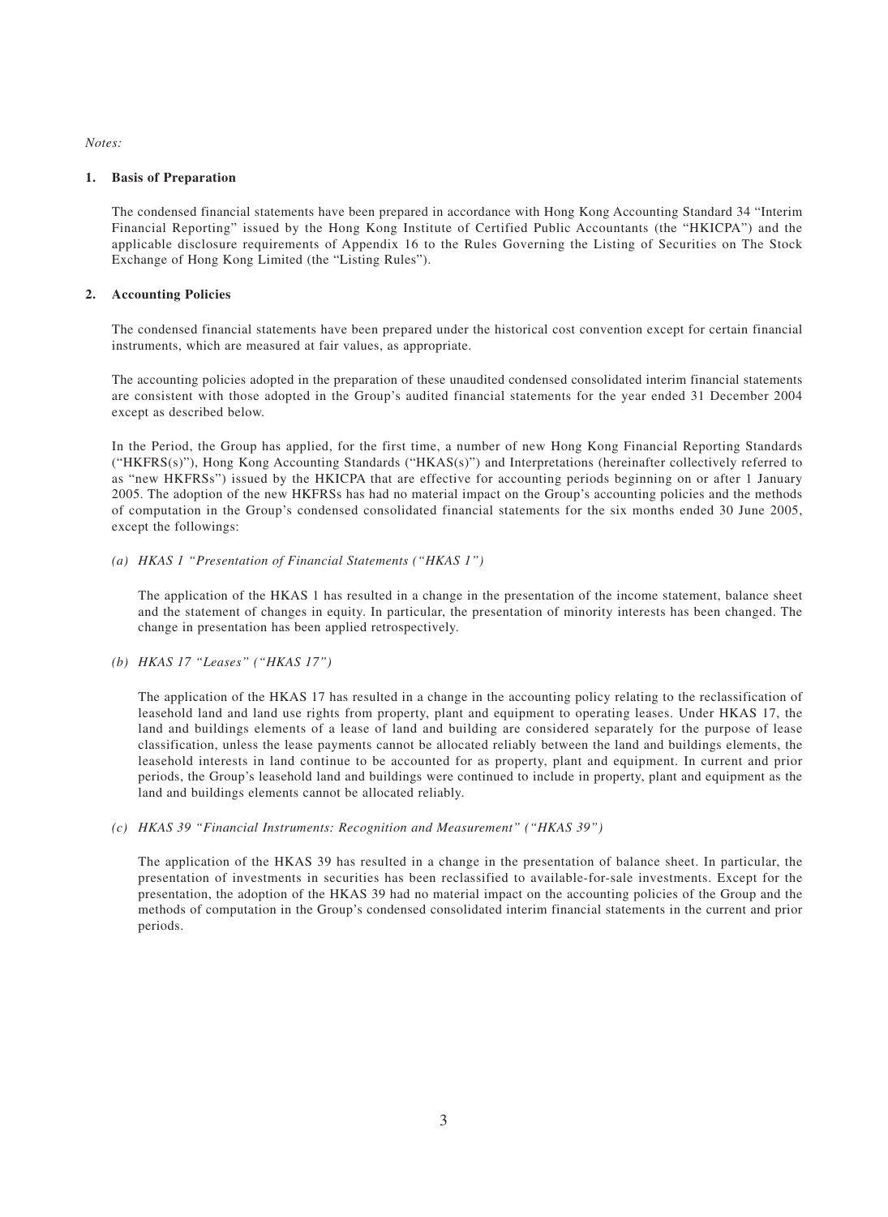*Notes:*

## 1. Basis of Preparation

The condensed financial statements have been prepared in accordance with Hong Kong Accounting Standard 34 "Interim Financial Reporting" issued by the Hong Kong Institute of Certified Public Accountants (the "HKICPA") and the applicable disclosure requirements of Appendix 16 to the Rules Governing the Listing of Securities on The Stock Exchange of Hong Kong Limited (the "Listing Rules").

## 2. Accounting Policies

The condensed financial statements have been prepared under the historical cost convention except for certain financial instruments, which are measured at fair values, as appropriate.

The accounting policies adopted in the preparation of these unaudited condensed consolidated interim financial statements are consistent with those adopted in the Group's audited financial statements for the year ended 31 December 2004 except as described below.

In the Period, the Group has applied, for the first time, a number of new Hong Kong Financial Reporting Standards ("HKFRS(s)"), Hong Kong Accounting Standards ("HKAS(s)") and Interpretations (hereinafter collectively referred to as "new HKFRSs") issued by the HKICPA that are effective for accounting periods beginning on or after 1 January 2005. The adoption of the new HKFRSs has had no material impact on the Group's accounting policies and the methods of computation in the Group's condensed consolidated financial statements for the six months ended 30 June 2005, except the followings:

*(a) HKAS 1 "Presentation of Financial Statements ("HKAS 1")*

The application of the HKAS 1 has resulted in a change in the presentation of the income statement, balance sheet and the statement of changes in equity. In particular, the presentation of minority interests has been changed. The change in presentation has been applied retrospectively.

*(b) HKAS 17 "Leases" ("HKAS 17")*

The application of the HKAS 17 has resulted in a change in the accounting policy relating to the reclassification of leasehold land and land use rights from property, plant and equipment to operating leases. Under HKAS 17, the land and buildings elements of a lease of land and building are considered separately for the purpose of lease classification, unless the lease payments cannot be allocated reliably between the land and buildings elements, the leasehold interests in land continue to be accounted for as property, plant and equipment. In current and prior periods, the Group's leasehold land and buildings were continued to include in property, plant and equipment as the land and buildings elements cannot be allocated reliably.

*(c) HKAS 39 "Financial Instruments: Recognition and Measurement" ("HKAS 39")*

The application of the HKAS 39 has resulted in a change in the presentation of balance sheet. In particular, the presentation of investments in securities has been reclassified to available-for-sale investments. Except for the presentation, the adoption of the HKAS 39 had no material impact on the accounting policies of the Group and the methods of computation in the Group's condensed consolidated interim financial statements in the current and prior periods.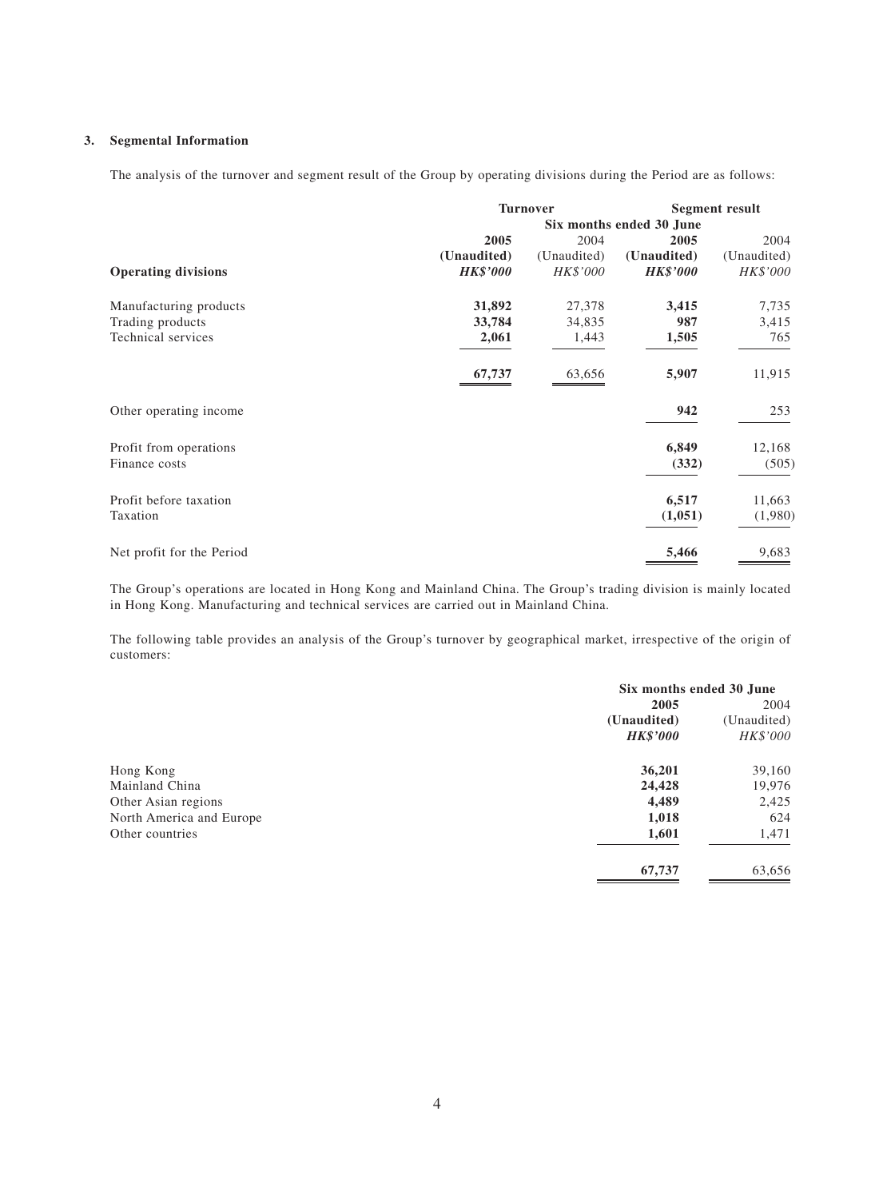### 3. Segmental Information

The analysis of the turnover and segment result of the Group by operating divisions during the Period are as follows:

| | Turnover | | Segment result | |
|---|---|---|---|---|
| | Six months ended 30 June | | | |
| | **2005** | 2004 | **2005** | 2004 |
| | **(Unaudited)** | (Unaudited) | **(Unaudited)** | (Unaudited) |
| **Operating divisions** | ***HK$'000*** | *HK$'000* | ***HK$'000*** | *HK$'000* |
| Manufacturing products | **31,892** | 27,378 | **3,415** | 7,735 |
| Trading products | **33,784** | 34,835 | **987** | 3,415 |
| Technical services | **2,061** | 1,443 | **1,505** | 765 |
| | **67,737** | 63,656 | **5,907** | 11,915 |
| Other operating income | | | **942** | 253 |
| Profit from operations | | | **6,849** | 12,168 |
| Finance costs | | | **(332)** | (505) |
| Profit before taxation | | | **6,517** | 11,663 |
| Taxation | | | **(1,051)** | (1,980) |
| Net profit for the Period | | | **5,466** | 9,683 |

The Group's operations are located in Hong Kong and Mainland China. The Group's trading division is mainly located in Hong Kong. Manufacturing and technical services are carried out in Mainland China.

The following table provides an analysis of the Group's turnover by geographical market, irrespective of the origin of customers:

| | Six months ended 30 June | |
|---|---|---|
| | **2005** | 2004 |
| | **(Unaudited)** | (Unaudited) |
| | ***HK$'000*** | *HK$'000* |
| Hong Kong | **36,201** | 39,160 |
| Mainland China | **24,428** | 19,976 |
| Other Asian regions | **4,489** | 2,425 |
| North America and Europe | **1,018** | 624 |
| Other countries | **1,601** | 1,471 |
| | **67,737** | 63,656 |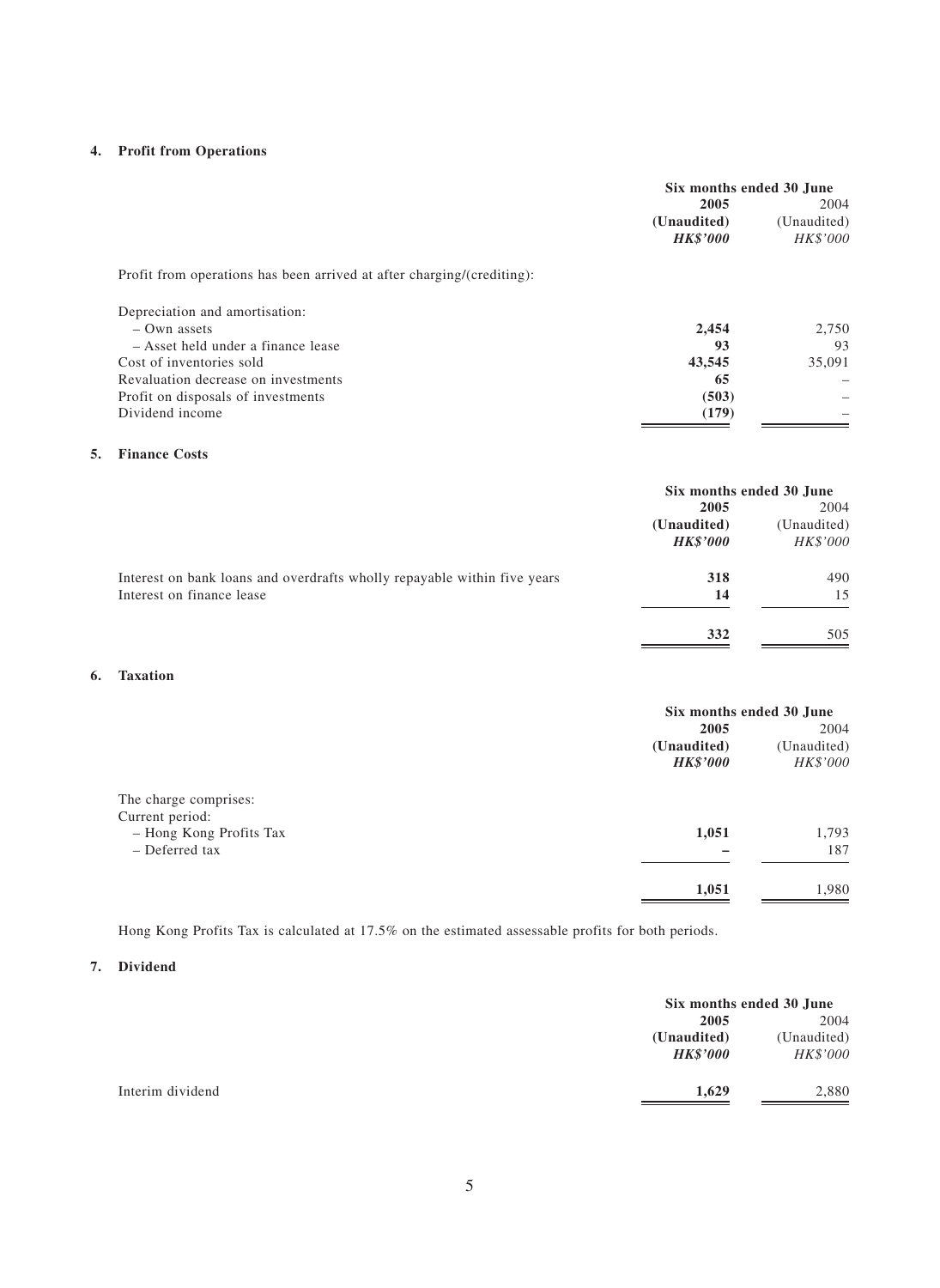## 4. Profit from Operations

| | Six months ended 30 June | |
|---|---|---|
| | **2005** | 2004 |
| | **(Unaudited)** | (Unaudited) |
| | ***HK$'000*** | *HK$'000* |
| Profit from operations has been arrived at after charging/(crediting): | | |
| Depreciation and amortisation: | | |
| – Own assets | **2,454** | 2,750 |
| – Asset held under a finance lease | **93** | 93 |
| Cost of inventories sold | **43,545** | 35,091 |
| Revaluation decrease on investments | **65** | – |
| Profit on disposals of investments | **(503)** | – |
| Dividend income | **(179)** | – |

## 5. Finance Costs

| | Six months ended 30 June | |
|---|---|---|
| | **2005** | 2004 |
| | **(Unaudited)** | (Unaudited) |
| | ***HK$'000*** | *HK$'000* |
| Interest on bank loans and overdrafts wholly repayable within five years | **318** | 490 |
| Interest on finance lease | **14** | 15 |
| | **332** | 505 |

## 6. Taxation

| | Six months ended 30 June | |
|---|---|---|
| | **2005** | 2004 |
| | **(Unaudited)** | (Unaudited) |
| | ***HK$'000*** | *HK$'000* |
| The charge comprises: | | |
| Current period: | | |
| – Hong Kong Profits Tax | **1,051** | 1,793 |
| – Deferred tax | **–** | 187 |
| | **1,051** | 1,980 |

Hong Kong Profits Tax is calculated at 17.5% on the estimated assessable profits for both periods.

## 7. Dividend

| | Six months ended 30 June | |
|---|---|---|
| | **2005** | 2004 |
| | **(Unaudited)** | (Unaudited) |
| | ***HK$'000*** | *HK$'000* |
| Interim dividend | **1,629** | 2,880 |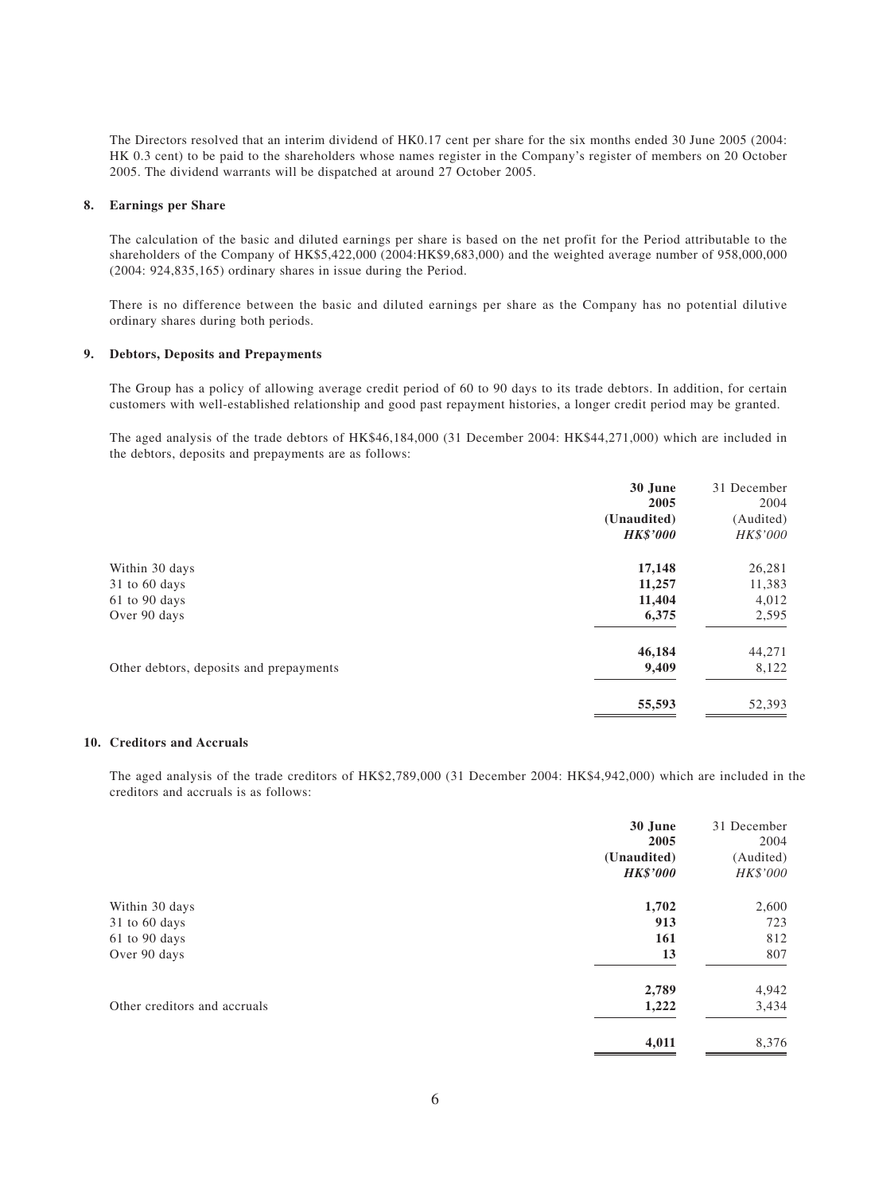The Directors resolved that an interim dividend of HK0.17 cent per share for the six months ended 30 June 2005 (2004: HK 0.3 cent) to be paid to the shareholders whose names register in the Company's register of members on 20 October 2005. The dividend warrants will be dispatched at around 27 October 2005.

## 8. Earnings per Share

The calculation of the basic and diluted earnings per share is based on the net profit for the Period attributable to the shareholders of the Company of HK$5,422,000 (2004:HK$9,683,000) and the weighted average number of 958,000,000 (2004: 924,835,165) ordinary shares in issue during the Period.

There is no difference between the basic and diluted earnings per share as the Company has no potential dilutive ordinary shares during both periods.

## 9. Debtors, Deposits and Prepayments

The Group has a policy of allowing average credit period of 60 to 90 days to its trade debtors. In addition, for certain customers with well-established relationship and good past repayment histories, a longer credit period may be granted.

The aged analysis of the trade debtors of HK$46,184,000 (31 December 2004: HK$44,271,000) which are included in the debtors, deposits and prepayments are as follows:

| | **30 June 2005 (Unaudited)** | 31 December 2004 (Audited) |
|---|---|---|
| | ***HK$'000*** | *HK$'000* |
| Within 30 days | **17,148** | 26,281 |
| 31 to 60 days | **11,257** | 11,383 |
| 61 to 90 days | **11,404** | 4,012 |
| Over 90 days | **6,375** | 2,595 |
| | **46,184** | 44,271 |
| Other debtors, deposits and prepayments | **9,409** | 8,122 |
| | **55,593** | 52,393 |

## 10. Creditors and Accruals

The aged analysis of the trade creditors of HK$2,789,000 (31 December 2004: HK$4,942,000) which are included in the creditors and accruals is as follows:

| | **30 June 2005 (Unaudited)** | 31 December 2004 (Audited) |
|---|---|---|
| | ***HK$'000*** | *HK$'000* |
| Within 30 days | **1,702** | 2,600 |
| 31 to 60 days | **913** | 723 |
| 61 to 90 days | **161** | 812 |
| Over 90 days | **13** | 807 |
| | **2,789** | 4,942 |
| Other creditors and accruals | **1,222** | 3,434 |
| | **4,011** | 8,376 |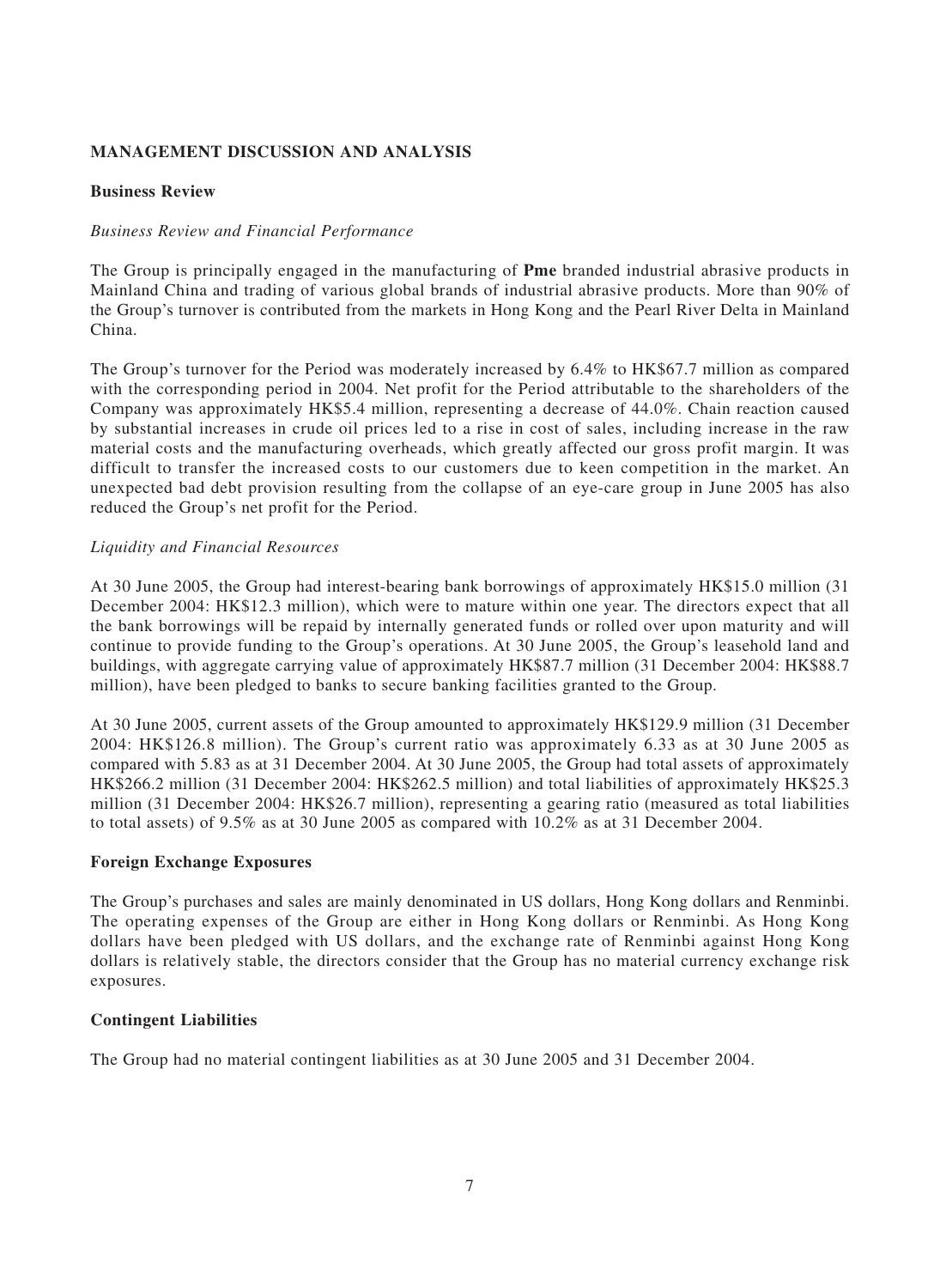## MANAGEMENT DISCUSSION AND ANALYSIS

### Business Review

*Business Review and Financial Performance*

The Group is principally engaged in the manufacturing of **Pme** branded industrial abrasive products in Mainland China and trading of various global brands of industrial abrasive products. More than 90% of the Group's turnover is contributed from the markets in Hong Kong and the Pearl River Delta in Mainland China.

The Group's turnover for the Period was moderately increased by 6.4% to HK$67.7 million as compared with the corresponding period in 2004. Net profit for the Period attributable to the shareholders of the Company was approximately HK$5.4 million, representing a decrease of 44.0%. Chain reaction caused by substantial increases in crude oil prices led to a rise in cost of sales, including increase in the raw material costs and the manufacturing overheads, which greatly affected our gross profit margin. It was difficult to transfer the increased costs to our customers due to keen competition in the market. An unexpected bad debt provision resulting from the collapse of an eye-care group in June 2005 has also reduced the Group's net profit for the Period.

*Liquidity and Financial Resources*

At 30 June 2005, the Group had interest-bearing bank borrowings of approximately HK$15.0 million (31 December 2004: HK$12.3 million), which were to mature within one year. The directors expect that all the bank borrowings will be repaid by internally generated funds or rolled over upon maturity and will continue to provide funding to the Group's operations. At 30 June 2005, the Group's leasehold land and buildings, with aggregate carrying value of approximately HK$87.7 million (31 December 2004: HK$88.7 million), have been pledged to banks to secure banking facilities granted to the Group.

At 30 June 2005, current assets of the Group amounted to approximately HK$129.9 million (31 December 2004: HK$126.8 million). The Group's current ratio was approximately 6.33 as at 30 June 2005 as compared with 5.83 as at 31 December 2004. At 30 June 2005, the Group had total assets of approximately HK$266.2 million (31 December 2004: HK$262.5 million) and total liabilities of approximately HK$25.3 million (31 December 2004: HK$26.7 million), representing a gearing ratio (measured as total liabilities to total assets) of 9.5% as at 30 June 2005 as compared with 10.2% as at 31 December 2004.

### Foreign Exchange Exposures

The Group's purchases and sales are mainly denominated in US dollars, Hong Kong dollars and Renminbi. The operating expenses of the Group are either in Hong Kong dollars or Renminbi. As Hong Kong dollars have been pledged with US dollars, and the exchange rate of Renminbi against Hong Kong dollars is relatively stable, the directors consider that the Group has no material currency exchange risk exposures.

### Contingent Liabilities

The Group had no material contingent liabilities as at 30 June 2005 and 31 December 2004.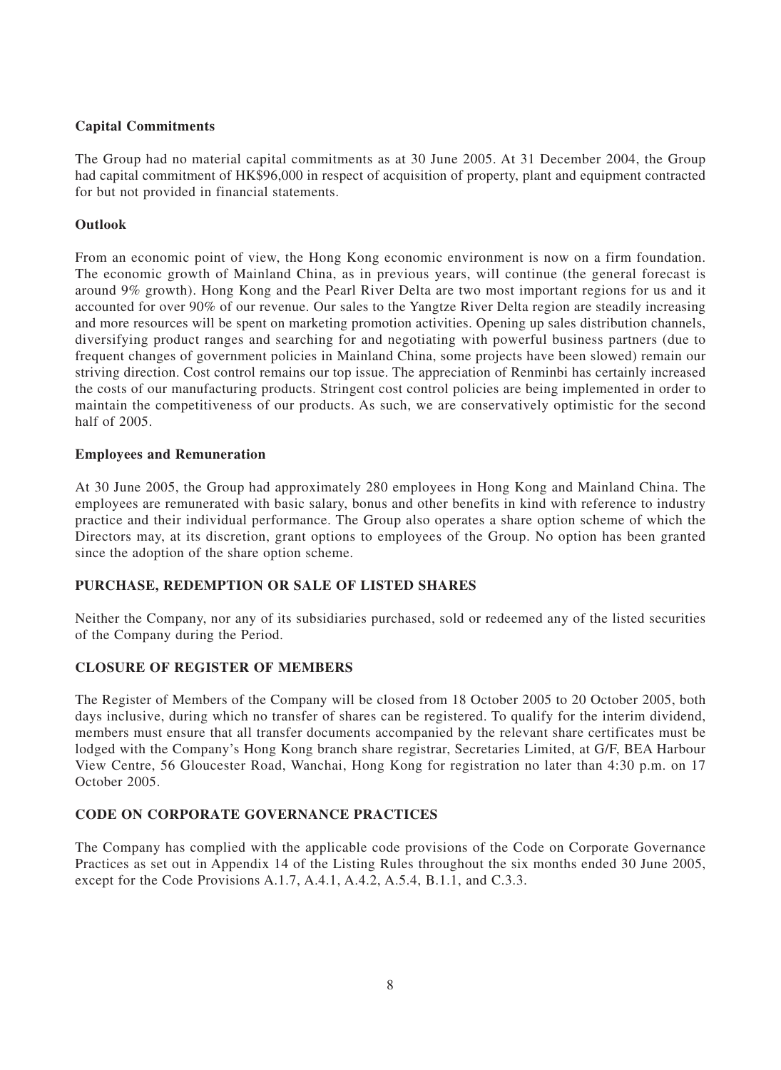**Capital Commitments**

The Group had no material capital commitments as at 30 June 2005. At 31 December 2004, the Group had capital commitment of HK$96,000 in respect of acquisition of property, plant and equipment contracted for but not provided in financial statements.

**Outlook**

From an economic point of view, the Hong Kong economic environment is now on a firm foundation. The economic growth of Mainland China, as in previous years, will continue (the general forecast is around 9% growth). Hong Kong and the Pearl River Delta are two most important regions for us and it accounted for over 90% of our revenue. Our sales to the Yangtze River Delta region are steadily increasing and more resources will be spent on marketing promotion activities. Opening up sales distribution channels, diversifying product ranges and searching for and negotiating with powerful business partners (due to frequent changes of government policies in Mainland China, some projects have been slowed) remain our striving direction. Cost control remains our top issue. The appreciation of Renminbi has certainly increased the costs of our manufacturing products. Stringent cost control policies are being implemented in order to maintain the competitiveness of our products. As such, we are conservatively optimistic for the second half of 2005.

**Employees and Remuneration**

At 30 June 2005, the Group had approximately 280 employees in Hong Kong and Mainland China. The employees are remunerated with basic salary, bonus and other benefits in kind with reference to industry practice and their individual performance. The Group also operates a share option scheme of which the Directors may, at its discretion, grant options to employees of the Group. No option has been granted since the adoption of the share option scheme.

## PURCHASE, REDEMPTION OR SALE OF LISTED SHARES

Neither the Company, nor any of its subsidiaries purchased, sold or redeemed any of the listed securities of the Company during the Period.

## CLOSURE OF REGISTER OF MEMBERS

The Register of Members of the Company will be closed from 18 October 2005 to 20 October 2005, both days inclusive, during which no transfer of shares can be registered. To qualify for the interim dividend, members must ensure that all transfer documents accompanied by the relevant share certificates must be lodged with the Company's Hong Kong branch share registrar, Secretaries Limited, at G/F, BEA Harbour View Centre, 56 Gloucester Road, Wanchai, Hong Kong for registration no later than 4:30 p.m. on 17 October 2005.

## CODE ON CORPORATE GOVERNANCE PRACTICES

The Company has complied with the applicable code provisions of the Code on Corporate Governance Practices as set out in Appendix 14 of the Listing Rules throughout the six months ended 30 June 2005, except for the Code Provisions A.1.7, A.4.1, A.4.2, A.5.4, B.1.1, and C.3.3.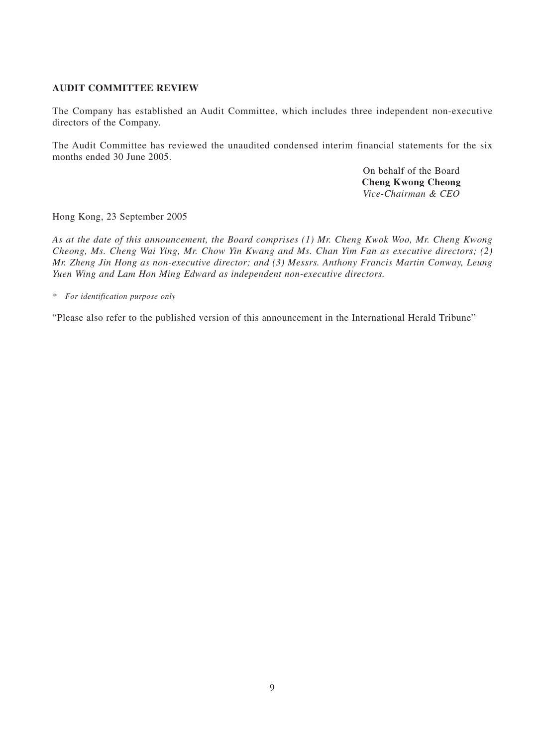**AUDIT COMMITTEE REVIEW**

The Company has established an Audit Committee, which includes three independent non-executive directors of the Company.

The Audit Committee has reviewed the unaudited condensed interim financial statements for the six months ended 30 June 2005.

On behalf of the Board
**Cheng Kwong Cheong**
*Vice-Chairman & CEO*

Hong Kong, 23 September 2005

*As at the date of this announcement, the Board comprises (1) Mr. Cheng Kwok Woo, Mr. Cheng Kwong Cheong, Ms. Cheng Wai Ying, Mr. Chow Yin Kwang and Ms. Chan Yim Fan as executive directors; (2) Mr. Zheng Jin Hong as non-executive director; and (3) Messrs. Anthony Francis Martin Conway, Leung Yuen Wing and Lam Hon Ming Edward as independent non-executive directors.*

\* *For identification purpose only*

"Please also refer to the published version of this announcement in the International Herald Tribune"